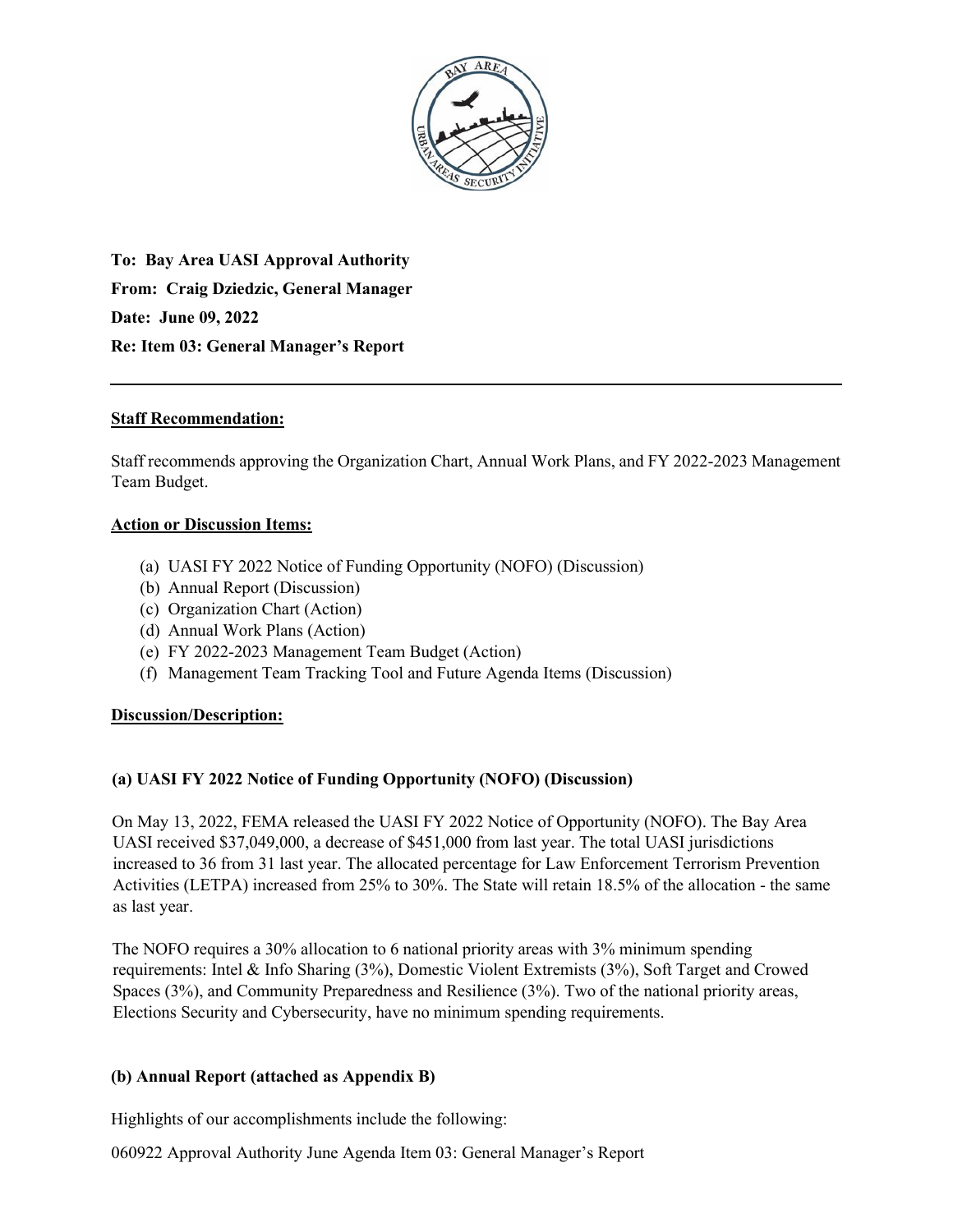**To: Bay Area UASI Approval Authority**

**From: Craig Dziedzic, General Manager**

**Date: June 09, 2022**

**Re: Item 03: General Manager's Report**

---

**Staff Recommendation:**

Staff recommends approving the Organization Chart, Annual Work Plans, and FY 2022-2023 Management Team Budget.

**Action or Discussion Items:**

(a) UASI FY 2022 Notice of Funding Opportunity (NOFO) (Discussion)
(b) Annual Report (Discussion)
(c) Organization Chart (Action)
(d) Annual Work Plans (Action)
(e) FY 2022-2023 Management Team Budget (Action)
(f) Management Team Tracking Tool and Future Agenda Items (Discussion)

**Discussion/Description:**

**(a) UASI FY 2022 Notice of Funding Opportunity (NOFO) (Discussion)**

On May 13, 2022, FEMA released the UASI FY 2022 Notice of Opportunity (NOFO). The Bay Area UASI received $37,049,000, a decrease of $451,000 from last year. The total UASI jurisdictions increased to 36 from 31 last year. The allocated percentage for Law Enforcement Terrorism Prevention Activities (LETPA) increased from 25% to 30%. The State will retain 18.5% of the allocation - the same as last year.

The NOFO requires a 30% allocation to 6 national priority areas with 3% minimum spending requirements: Intel & Info Sharing (3%), Domestic Violent Extremists (3%), Soft Target and Crowed Spaces (3%), and Community Preparedness and Resilience (3%). Two of the national priority areas, Elections Security and Cybersecurity, have no minimum spending requirements.

**(b) Annual Report (attached as Appendix B)**

Highlights of our accomplishments include the following: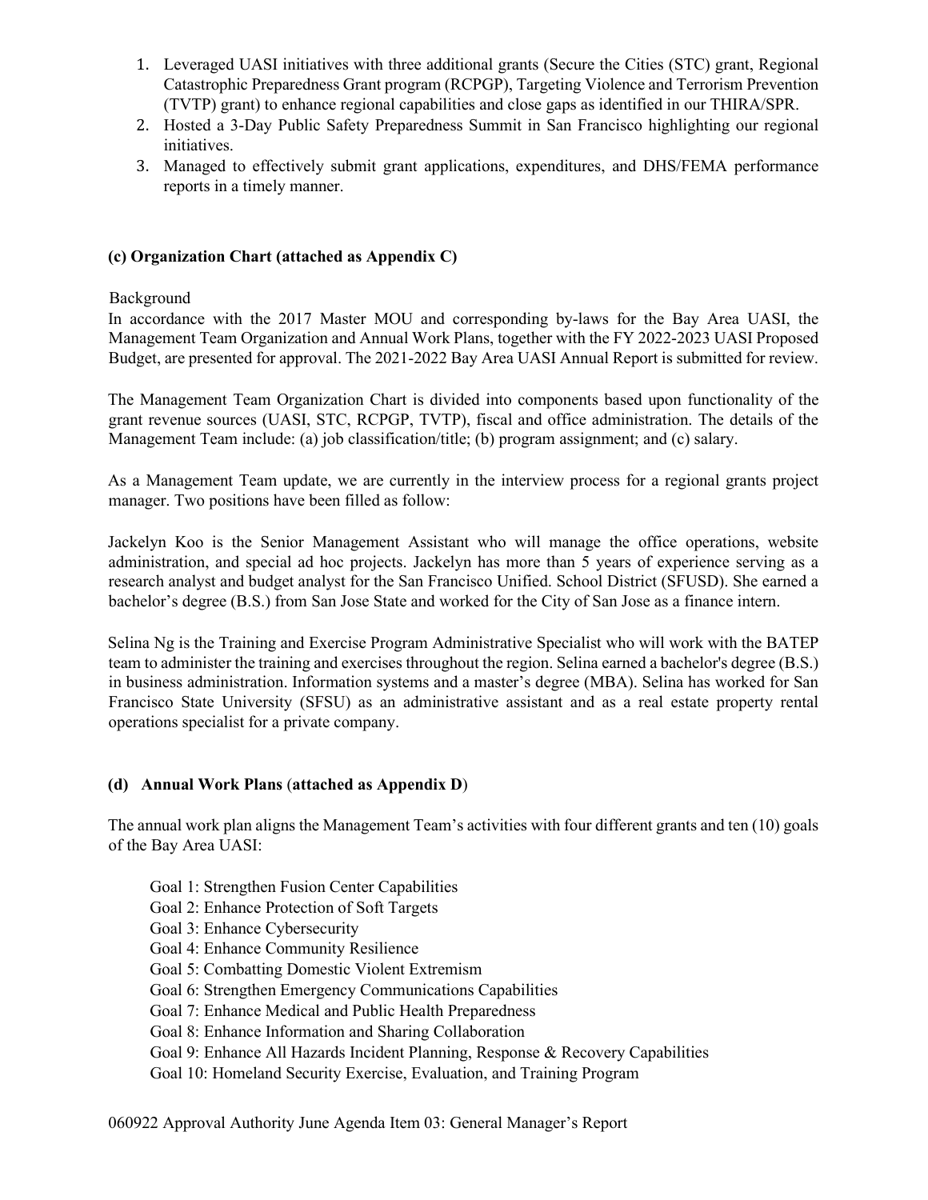1. Leveraged UASI initiatives with three additional grants (Secure the Cities (STC) grant, Regional Catastrophic Preparedness Grant program (RCPGP), Targeting Violence and Terrorism Prevention (TVTP) grant) to enhance regional capabilities and close gaps as identified in our THIRA/SPR.
2. Hosted a 3-Day Public Safety Preparedness Summit in San Francisco highlighting our regional initiatives.
3. Managed to effectively submit grant applications, expenditures, and DHS/FEMA performance reports in a timely manner.

**(c) Organization Chart (attached as Appendix C)**

Background

In accordance with the 2017 Master MOU and corresponding by-laws for the Bay Area UASI, the Management Team Organization and Annual Work Plans, together with the FY 2022-2023 UASI Proposed Budget, are presented for approval. The 2021-2022 Bay Area UASI Annual Report is submitted for review.

The Management Team Organization Chart is divided into components based upon functionality of the grant revenue sources (UASI, STC, RCPGP, TVTP), fiscal and office administration. The details of the Management Team include: (a) job classification/title; (b) program assignment; and (c) salary.

As a Management Team update, we are currently in the interview process for a regional grants project manager. Two positions have been filled as follow:

Jackelyn Koo is the Senior Management Assistant who will manage the office operations, website administration, and special ad hoc projects. Jackelyn has more than 5 years of experience serving as a research analyst and budget analyst for the San Francisco Unified. School District (SFUSD). She earned a bachelor's degree (B.S.) from San Jose State and worked for the City of San Jose as a finance intern.

Selina Ng is the Training and Exercise Program Administrative Specialist who will work with the BATEP team to administer the training and exercises throughout the region. Selina earned a bachelor's degree (B.S.) in business administration. Information systems and a master's degree (MBA). Selina has worked for San Francisco State University (SFSU) as an administrative assistant and as a real estate property rental operations specialist for a private company.

**(d) Annual Work Plans (attached as Appendix D)**

The annual work plan aligns the Management Team's activities with four different grants and ten (10) goals of the Bay Area UASI:

Goal 1: Strengthen Fusion Center Capabilities
Goal 2: Enhance Protection of Soft Targets
Goal 3: Enhance Cybersecurity
Goal 4: Enhance Community Resilience
Goal 5: Combatting Domestic Violent Extremism
Goal 6: Strengthen Emergency Communications Capabilities
Goal 7: Enhance Medical and Public Health Preparedness
Goal 8: Enhance Information and Sharing Collaboration
Goal 9: Enhance All Hazards Incident Planning, Response & Recovery Capabilities
Goal 10: Homeland Security Exercise, Evaluation, and Training Program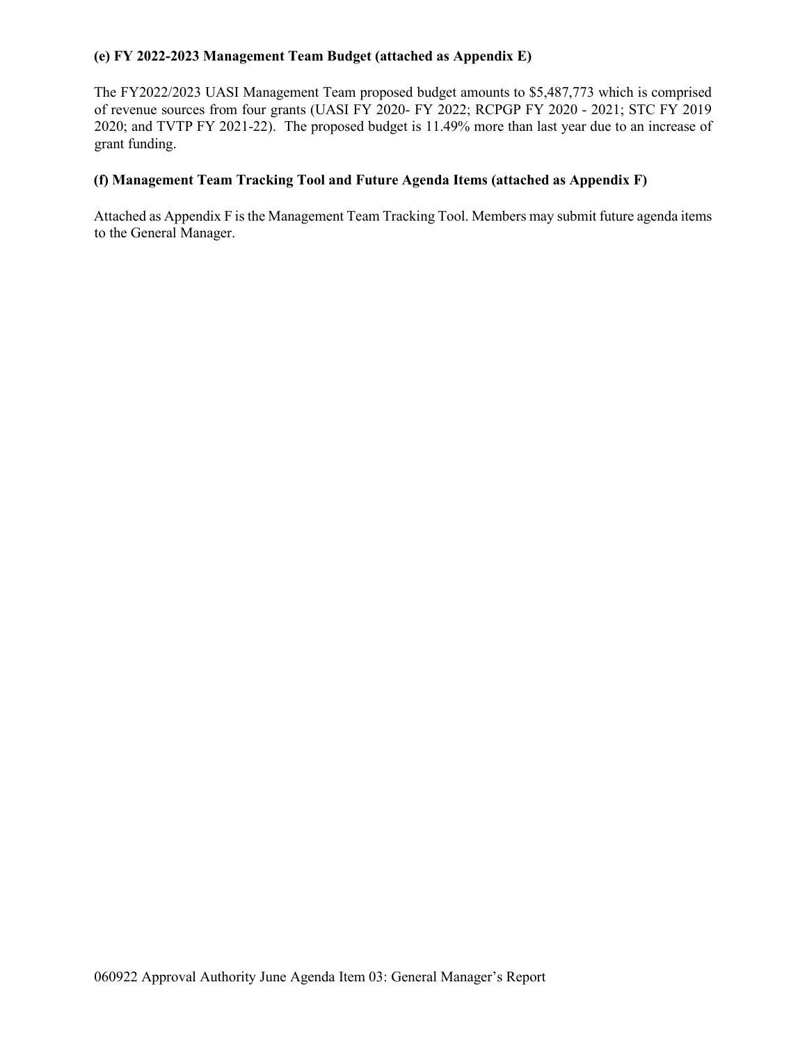**(e) FY 2022-2023 Management Team Budget (attached as Appendix E)**

The FY2022/2023 UASI Management Team proposed budget amounts to $5,487,773 which is comprised of revenue sources from four grants (UASI FY 2020- FY 2022; RCPGP FY 2020 - 2021; STC FY 2019 2020; and TVTP FY 2021-22). The proposed budget is 11.49% more than last year due to an increase of grant funding.

**(f) Management Team Tracking Tool and Future Agenda Items (attached as Appendix F)**

Attached as Appendix F is the Management Team Tracking Tool. Members may submit future agenda items to the General Manager.